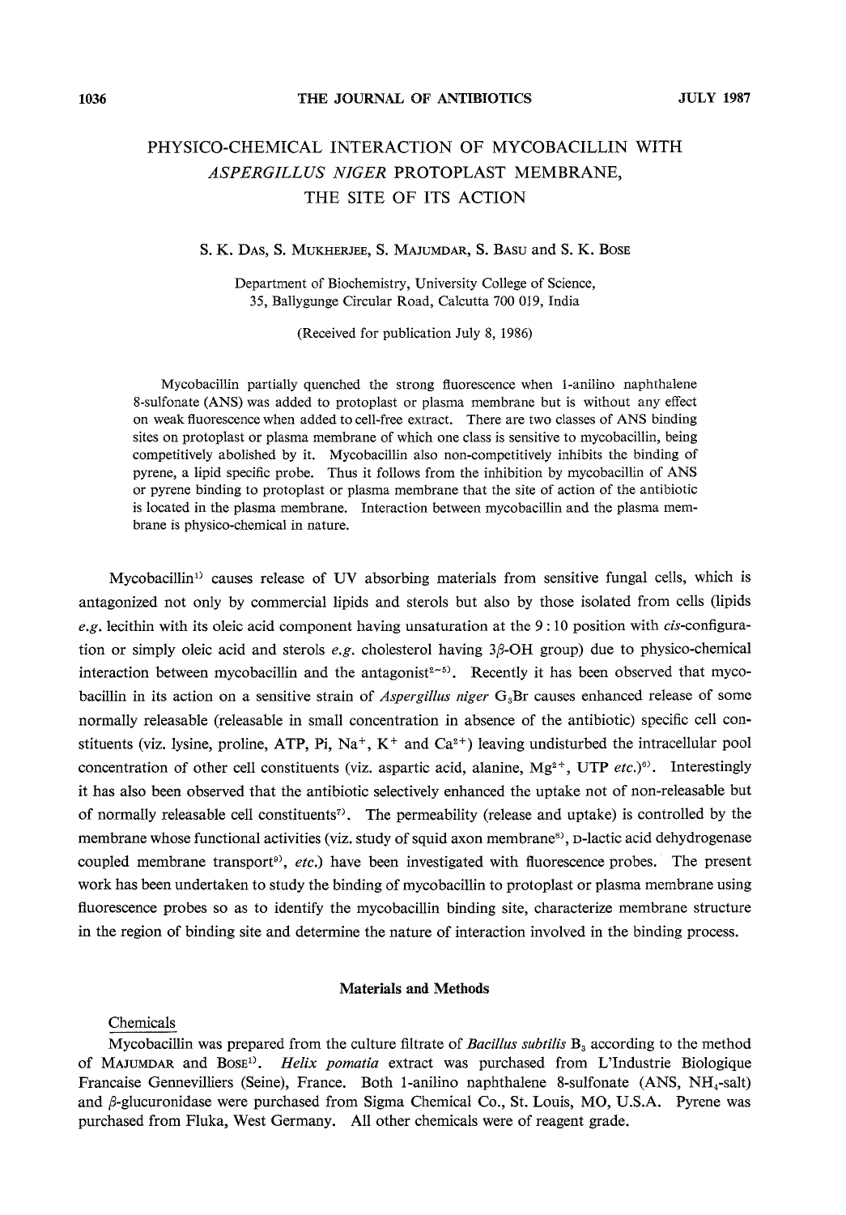# PHYSICO-CHEMICAL INTERACTION OF MYCOBACILLIN WITH *ASPERGILLUS NIGER* PROTOPLAST MEMBRANE, THE SITE OF ITS ACTION

S. K. DAS, S. MUKHERJEE, S. MAJUMDAR, S. BASU and S. K. BOSE

Department of Biochemistry, University College of Science,
35, Ballygunge Circular Road, Calcutta 700 019, India

(Received for publication July 8, 1986)

Mycobacillin partially quenched the strong fluorescence when 1-anilino naphthalene 8-sulfonate (ANS) was added to protoplast or plasma membrane but is without any effect on weak fluorescence when added to cell-free extract. There are two classes of ANS binding sites on protoplast or plasma membrane of which one class is sensitive to mycobacillin, being competitively abolished by it. Mycobacillin also non-competitively inhibits the binding of pyrene, a lipid specific probe. Thus it follows from the inhibition by mycobacillin of ANS or pyrene binding to protoplast or plasma membrane that the site of action of the antibiotic is located in the plasma membrane. Interaction between mycobacillin and the plasma membrane is physico-chemical in nature.

Mycobacillin[1] causes release of UV absorbing materials from sensitive fungal cells, which is antagonized not only by commercial lipids and sterols but also by those isolated from cells (lipids *e.g.* lecithin with its oleic acid component having unsaturation at the 9 : 10 position with *cis*-configuration or simply oleic acid and sterols *e.g.* cholesterol having 3$\beta$-OH group) due to physico-chemical interaction between mycobacillin and the antagonist[2~5]. Recently it has been observed that mycobacillin in its action on a sensitive strain of *Aspergillus niger* $G_3Br$ causes enhanced release of some normally releasable (releasable in small concentration in absence of the antibiotic) specific cell constituents (viz. lysine, proline, ATP, Pi, $Na^+$, $K^+$ and $Ca^{2+}$) leaving undisturbed the intracellular pool concentration of other cell constituents (viz. aspartic acid, alanine, $Mg^{2+}$, UTP *etc.*)[6]. Interestingly it has also been observed that the antibiotic selectively enhanced the uptake not of non-releasable but of normally releasable cell constituents[7]. The permeability (release and uptake) is controlled by the membrane whose functional activities (viz. study of squid axon membrane[8], D-lactic acid dehydrogenase coupled membrane transport[9], *etc.*) have been investigated with fluorescence probes. The present work has been undertaken to study the binding of mycobacillin to protoplast or plasma membrane using fluorescence probes so as to identify the mycobacillin binding site, characterize membrane structure in the region of binding site and determine the nature of interaction involved in the binding process.

## Materials and Methods

### Chemicals

Mycobacillin was prepared from the culture filtrate of *Bacillus subtilis* $B_3$ according to the method of MAJUMDAR and BOSE[1]. *Helix pomatia* extract was purchased from L'Industrie Biologique Francaise Gennevilliers (Seine), France. Both 1-anilino naphthalene 8-sulfonate (ANS, $NH_4$-salt) and $\beta$-glucuronidase were purchased from Sigma Chemical Co., St. Louis, MO, U.S.A. Pyrene was purchased from Fluka, West Germany. All other chemicals were of reagent grade.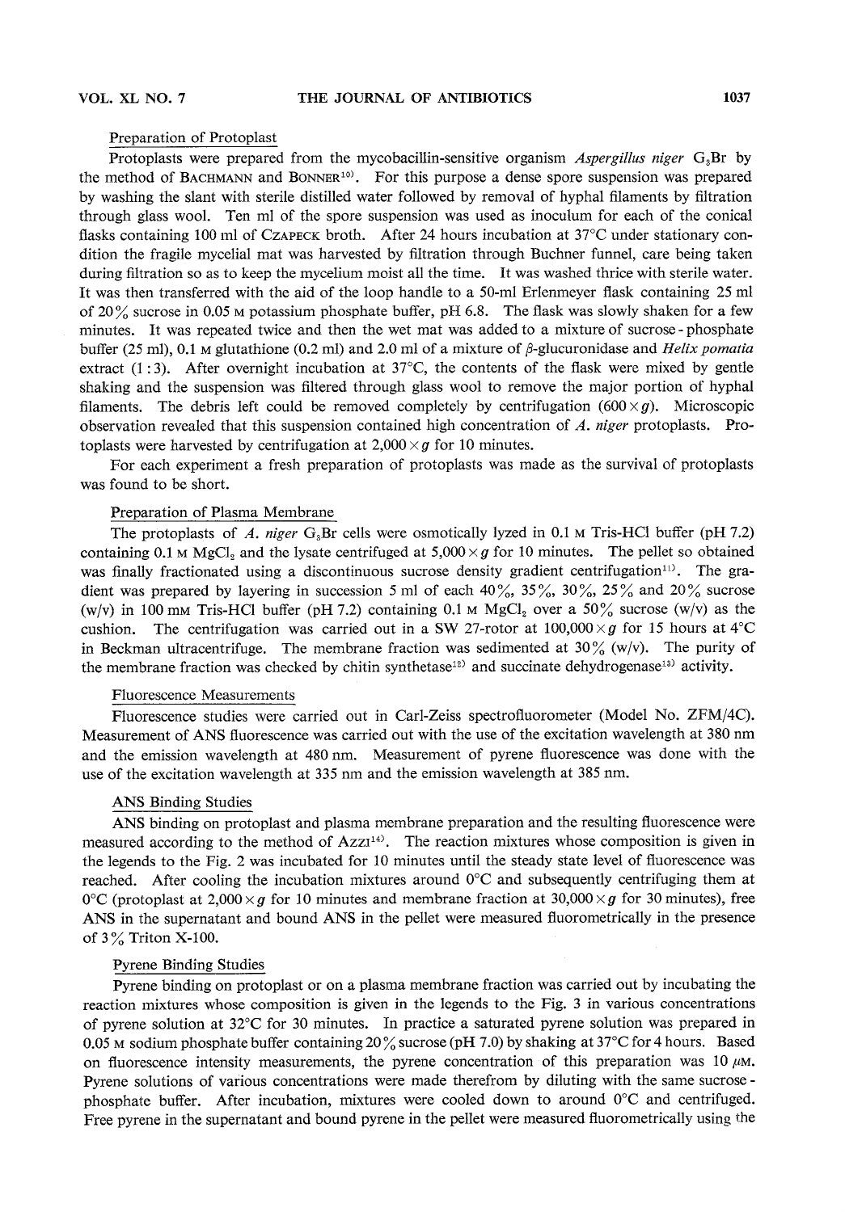### Preparation of Protoplast

Protoplasts were prepared from the mycobacillin-sensitive organism *Aspergillus niger* $G_3Br$ by the method of BACHMANN and BONNER[10]. For this purpose a dense spore suspension was prepared by washing the slant with sterile distilled water followed by removal of hyphal filaments by filtration through glass wool. Ten ml of the spore suspension was used as inoculum for each of the conical flasks containing 100 ml of CZAPECK broth. After 24 hours incubation at 37°C under stationary condition the fragile mycelial mat was harvested by filtration through Buchner funnel, care being taken during filtration so as to keep the mycelium moist all the time. It was washed thrice with sterile water. It was then transferred with the aid of the loop handle to a 50-ml Erlenmeyer flask containing 25 ml of 20% sucrose in 0.05 M potassium phosphate buffer, pH 6.8. The flask was slowly shaken for a few minutes. It was repeated twice and then the wet mat was added to a mixture of sucrose-phosphate buffer (25 ml), 0.1 M glutathione (0.2 ml) and 2.0 ml of a mixture of $\beta$-glucuronidase and *Helix pomatia* extract (1:3). After overnight incubation at 37°C, the contents of the flask were mixed by gentle shaking and the suspension was filtered through glass wool to remove the major portion of hyphal filaments. The debris left could be removed completely by centrifugation ($600 \times g$). Microscopic observation revealed that this suspension contained high concentration of *A. niger* protoplasts. Protoplasts were harvested by centrifugation at $2,000 \times g$ for 10 minutes.

For each experiment a fresh preparation of protoplasts was made as the survival of protoplasts was found to be short.

### Preparation of Plasma Membrane

The protoplasts of *A. niger* $G_3Br$ cells were osmotically lyzed in 0.1 M Tris-HCl buffer (pH 7.2) containing 0.1 M $MgCl_2$ and the lysate centrifuged at $5,000 \times g$ for 10 minutes. The pellet so obtained was finally fractionated using a discontinuous sucrose density gradient centrifugation[11]. The gradient was prepared by layering in succession 5 ml of each 40%, 35%, 30%, 25% and 20% sucrose (w/v) in 100 mM Tris-HCl buffer (pH 7.2) containing 0.1 M $MgCl_2$ over a 50% sucrose (w/v) as the cushion. The centrifugation was carried out in a SW 27-rotor at $100,000 \times g$ for 15 hours at 4°C in Beckman ultracentrifuge. The membrane fraction was sedimented at 30% (w/v). The purity of the membrane fraction was checked by chitin synthetase[12] and succinate dehydrogenase[13] activity.

### Fluorescence Measurements

Fluorescence studies were carried out in Carl-Zeiss spectrofluorometer (Model No. ZFM/4C). Measurement of ANS fluorescence was carried out with the use of the excitation wavelength at 380 nm and the emission wavelength at 480 nm. Measurement of pyrene fluorescence was done with the use of the excitation wavelength at 335 nm and the emission wavelength at 385 nm.

### ANS Binding Studies

ANS binding on protoplast and plasma membrane preparation and the resulting fluorescence were measured according to the method of AZZI[14]. The reaction mixtures whose composition is given in the legends to the Fig. 2 was incubated for 10 minutes until the steady state level of fluorescence was reached. After cooling the incubation mixtures around 0°C and subsequently centrifuging them at 0°C (protoplast at $2,000 \times g$ for 10 minutes and membrane fraction at $30,000 \times g$ for 30 minutes), free ANS in the supernatant and bound ANS in the pellet were measured fluorometrically in the presence of 3% Triton X-100.

### Pyrene Binding Studies

Pyrene binding on protoplast or on a plasma membrane fraction was carried out by incubating the reaction mixtures whose composition is given in the legends to the Fig. 3 in various concentrations of pyrene solution at 32°C for 30 minutes. In practice a saturated pyrene solution was prepared in 0.05 M sodium phosphate buffer containing 20% sucrose (pH 7.0) by shaking at 37°C for 4 hours. Based on fluorescence intensity measurements, the pyrene concentration of this preparation was 10 $\mu$M. Pyrene solutions of various concentrations were made therefrom by diluting with the same sucrose-phosphate buffer. After incubation, mixtures were cooled down to around 0°C and centrifuged. Free pyrene in the supernatant and bound pyrene in the pellet were measured fluorometrically using the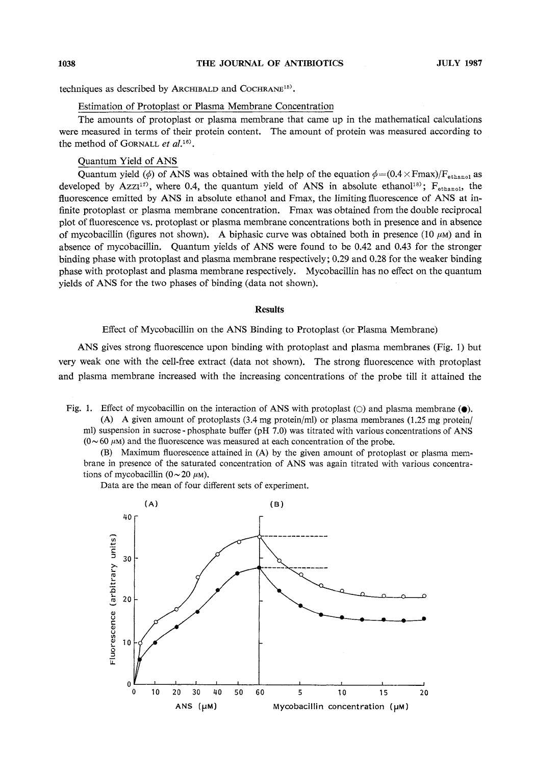techniques as described by ARCHIBALD and COCHRANE[15].

Estimation of Protoplast or Plasma Membrane Concentration

The amounts of protoplast or plasma membrane that came up in the mathematical calculations were measured in terms of their protein content. The amount of protein was measured according to the method of GORNALL *et al.*[16].

Quantum Yield of ANS

Quantum yield ($\phi$) of ANS was obtained with the help of the equation $\phi = (0.4 \times \text{Fmax})/F_{ethanol}$ as developed by AZZI[17], where 0.4, the quantum yield of ANS in absolute ethanol[18]; $F_{ethanol}$, the fluorescence emitted by ANS in absolute ethanol and Fmax, the limiting fluorescence of ANS at infinite protoplast or plasma membrane concentration. Fmax was obtained from the double reciprocal plot of fluorescence vs. protoplast or plasma membrane concentrations both in presence and in absence of mycobacillin (figures not shown). A biphasic curve was obtained both in presence (10 $\mu$M) and in absence of mycobacillin. Quantum yields of ANS were found to be 0.42 and 0.43 for the stronger binding phase with protoplast and plasma membrane respectively; 0.29 and 0.28 for the weaker binding phase with protoplast and plasma membrane respectively. Mycobacillin has no effect on the quantum yields of ANS for the two phases of binding (data not shown).

## Results

### Effect of Mycobacillin on the ANS Binding to Protoplast (or Plasma Membrane)

ANS gives strong fluorescence upon binding with protoplast and plasma membranes (Fig. 1) but very weak one with the cell-free extract (data not shown). The strong fluorescence with protoplast and plasma membrane increased with the increasing concentrations of the probe till it attained the

Fig. 1. Effect of mycobacillin on the interaction of ANS with protoplast (○) and plasma membrane (●).

(A) A given amount of protoplasts (3.4 mg protein/ml) or plasma membranes (1.25 mg protein/ml) suspension in sucrose - phosphate buffer (pH 7.0) was titrated with various concentrations of ANS (0 ~ 60 $\mu$M) and the fluorescence was measured at each concentration of the probe.

(B) Maximum fluorescence attained in (A) by the given amount of protoplast or plasma membrane in presence of the saturated concentration of ANS was again titrated with various concentrations of mycobacillin (0 ~ 20 $\mu$M).

Data are the mean of four different sets of experiment.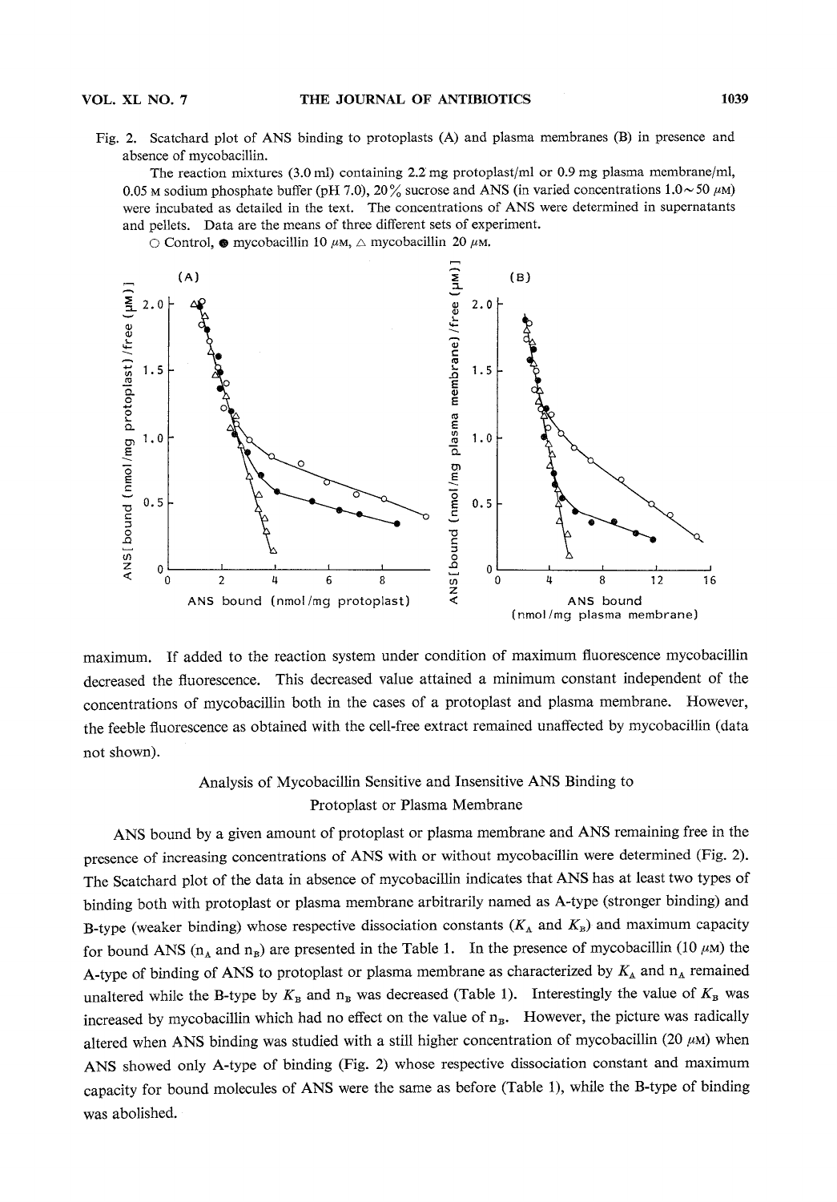Fig. 2. Scatchard plot of ANS binding to protoplasts (A) and plasma membranes (B) in presence and absence of mycobacillin.

The reaction mixtures (3.0 ml) containing 2.2 mg protoplast/ml or 0.9 mg plasma membrane/ml, 0.05 M sodium phosphate buffer (pH 7.0), 20% sucrose and ANS (in varied concentrations 1.0~50 μM) were incubated as detailed in the text. The concentrations of ANS were determined in supernatants and pellets. Data are the means of three different sets of experiment.

○ Control, ● mycobacillin 10 μM, △ mycobacillin 20 μM.

maximum. If added to the reaction system under condition of maximum fluorescence mycobacillin decreased the fluorescence. This decreased value attained a minimum constant independent of the concentrations of mycobacillin both in the cases of a protoplast and plasma membrane. However, the feeble fluorescence as obtained with the cell-free extract remained unaffected by mycobacillin (data not shown).

## Analysis of Mycobacillin Sensitive and Insensitive ANS Binding to Protoplast or Plasma Membrane

ANS bound by a given amount of protoplast or plasma membrane and ANS remaining free in the presence of increasing concentrations of ANS with or without mycobacillin were determined (Fig. 2). The Scatchard plot of the data in absence of mycobacillin indicates that ANS has at least two types of binding both with protoplast or plasma membrane arbitrarily named as A-type (stronger binding) and B-type (weaker binding) whose respective dissociation constants ($K_A$ and $K_B$) and maximum capacity for bound ANS ($n_A$ and $n_B$) are presented in the Table 1. In the presence of mycobacillin (10 μM) the A-type of binding of ANS to protoplast or plasma membrane as characterized by $K_A$ and $n_A$ remained unaltered while the B-type by $K_B$ and $n_B$ was decreased (Table 1). Interestingly the value of $K_B$ was increased by mycobacillin which had no effect on the value of $n_B$. However, the picture was radically altered when ANS binding was studied with a still higher concentration of mycobacillin (20 μM) when ANS showed only A-type of binding (Fig. 2) whose respective dissociation constant and maximum capacity for bound molecules of ANS were the same as before (Table 1), while the B-type of binding was abolished.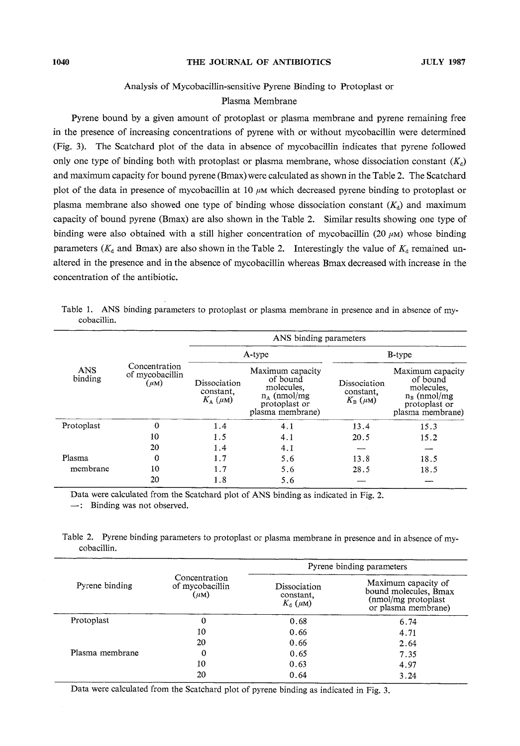## Analysis of Mycobacillin-sensitive Pyrene Binding to Protoplast or Plasma Membrane

Pyrene bound by a given amount of protoplast or plasma membrane and pyrene remaining free in the presence of increasing concentrations of pyrene with or without mycobacillin were determined (Fig. 3). The Scatchard plot of the data in absence of mycobacillin indicates that pyrene followed only one type of binding both with protoplast or plasma membrane, whose dissociation constant ($K_d$) and maximum capacity for bound pyrene (Bmax) were calculated as shown in the Table 2. The Scatchard plot of the data in presence of mycobacillin at 10 $\mu$M which decreased pyrene binding to protoplast or plasma membrane also showed one type of binding whose dissociation constant ($K_d$) and maximum capacity of bound pyrene (Bmax) are also shown in the Table 2. Similar results showing one type of binding were also obtained with a still higher concentration of mycobacillin (20 $\mu$M) whose binding parameters ($K_d$ and Bmax) are also shown in the Table 2. Interestingly the value of $K_d$ remained unaltered in the presence and in the absence of mycobacillin whereas Bmax decreased with increase in the concentration of the antibiotic.

Table 1. ANS binding parameters to protoplast or plasma membrane in presence and in absence of mycobacillin.

| ANS binding | Concentration of mycobacillin ($\mu$M) | ANS binding parameters | | | |
|---|---|---|---|---|---|
| | | A-type | | B-type | |
| | | Dissociation constant, $K_A$ ($\mu$M) | Maximum capacity of bound molecules, $n_A$ (nmol/mg protoplast or plasma membrane) | Dissociation constant, $K_B$ ($\mu$M) | Maximum capacity of bound molecules, $n_B$ (nmol/mg protoplast or plasma membrane) |
| Protoplast | 0 | 1.4 | 4.1 | 13.4 | 15.3 |
| | 10 | 1.5 | 4.1 | 20.5 | 15.2 |
| | 20 | 1.4 | 4.1 | — | — |
| Plasma membrane | 0 | 1.7 | 5.6 | 13.8 | 18.5 |
| | 10 | 1.7 | 5.6 | 28.5 | 18.5 |
| | 20 | 1.8 | 5.6 | — | — |

Data were calculated from the Scatchard plot of ANS binding as indicated in Fig. 2.

—: Binding was not observed.

Table 2. Pyrene binding parameters to protoplast or plasma membrane in presence and in absence of mycobacillin.

| Pyrene binding | Concentration of mycobacillin ($\mu$M) | Pyrene binding parameters | |
|---|---|---|---|
| | | Dissociation constant, $K_d$ ($\mu$M) | Maximum capacity of bound molecules, Bmax (nmol/mg protoplast or plasma membrane) |
| Protoplast | 0 | 0.68 | 6.74 |
| | 10 | 0.66 | 4.71 |
| | 20 | 0.66 | 2.64 |
| Plasma membrane | 0 | 0.65 | 7.35 |
| | 10 | 0.63 | 4.97 |
| | 20 | 0.64 | 3.24 |

Data were calculated from the Scatchard plot of pyrene binding as indicated in Fig. 3.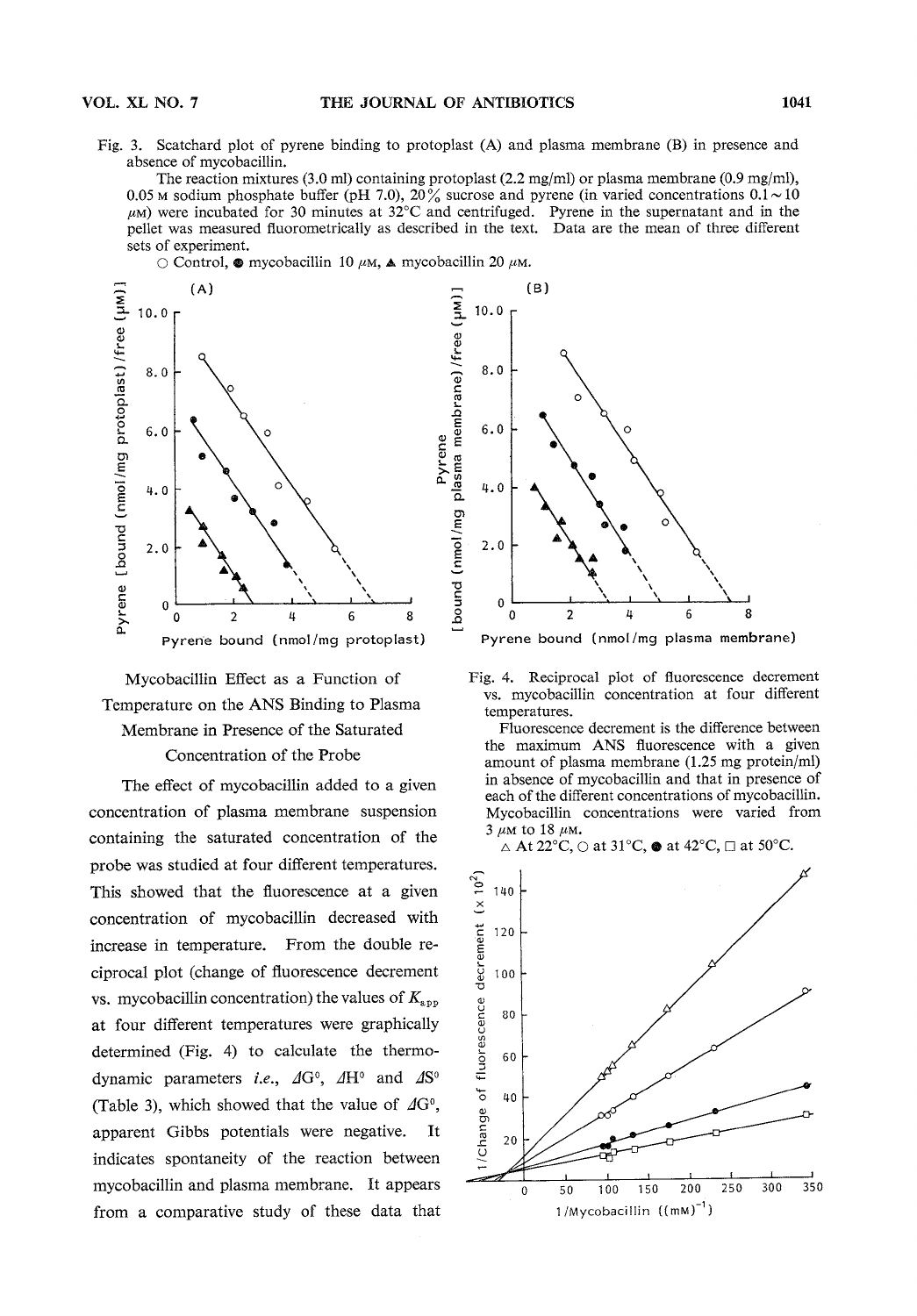Fig. 3. Scatchard plot of pyrene binding to protoplast (A) and plasma membrane (B) in presence and absence of mycobacillin.

The reaction mixtures (3.0 ml) containing protoplast (2.2 mg/ml) or plasma membrane (0.9 mg/ml), 0.05 M sodium phosphate buffer (pH 7.0), 20% sucrose and pyrene (in varied concentrations 0.1 ~ 10 $\mu$M) were incubated for 30 minutes at 32°C and centrifuged. Pyrene in the supernatant and in the pellet was measured fluorometrically as described in the text. Data are the mean of three different sets of experiment.

○ Control, ● mycobacillin 10 $\mu$M, ▲ mycobacillin 20 $\mu$M.

### Mycobacillin Effect as a Function of Temperature on the ANS Binding to Plasma Membrane in Presence of the Saturated Concentration of the Probe

The effect of mycobacillin added to a given concentration of plasma membrane suspension containing the saturated concentration of the probe was studied at four different temperatures. This showed that the fluorescence at a given concentration of mycobacillin decreased with increase in temperature. From the double reciprocal plot (change of fluorescence decrement vs. mycobacillin concentration) the values of $K_{app}$ at four different temperatures were graphically determined (Fig. 4) to calculate the thermodynamic parameters *i.e.*, $\Delta G^0$, $\Delta H^0$ and $\Delta S^0$ (Table 3), which showed that the value of $\Delta G^0$, apparent Gibbs potentials were negative. It indicates spontaneity of the reaction between mycobacillin and plasma membrane. It appears from a comparative study of these data that

Fig. 4. Reciprocal plot of fluorescence decrement vs. mycobacillin concentration at four different temperatures.

Fluorescence decrement is the difference between the maximum ANS fluorescence with a given amount of plasma membrane (1.25 mg protein/ml) in absence of mycobacillin and that in presence of each of the different concentrations of mycobacillin. Mycobacillin concentrations were varied from 3 $\mu$M to 18 $\mu$M.

△ At 22°C, ○ at 31°C, ● at 42°C, □ at 50°C.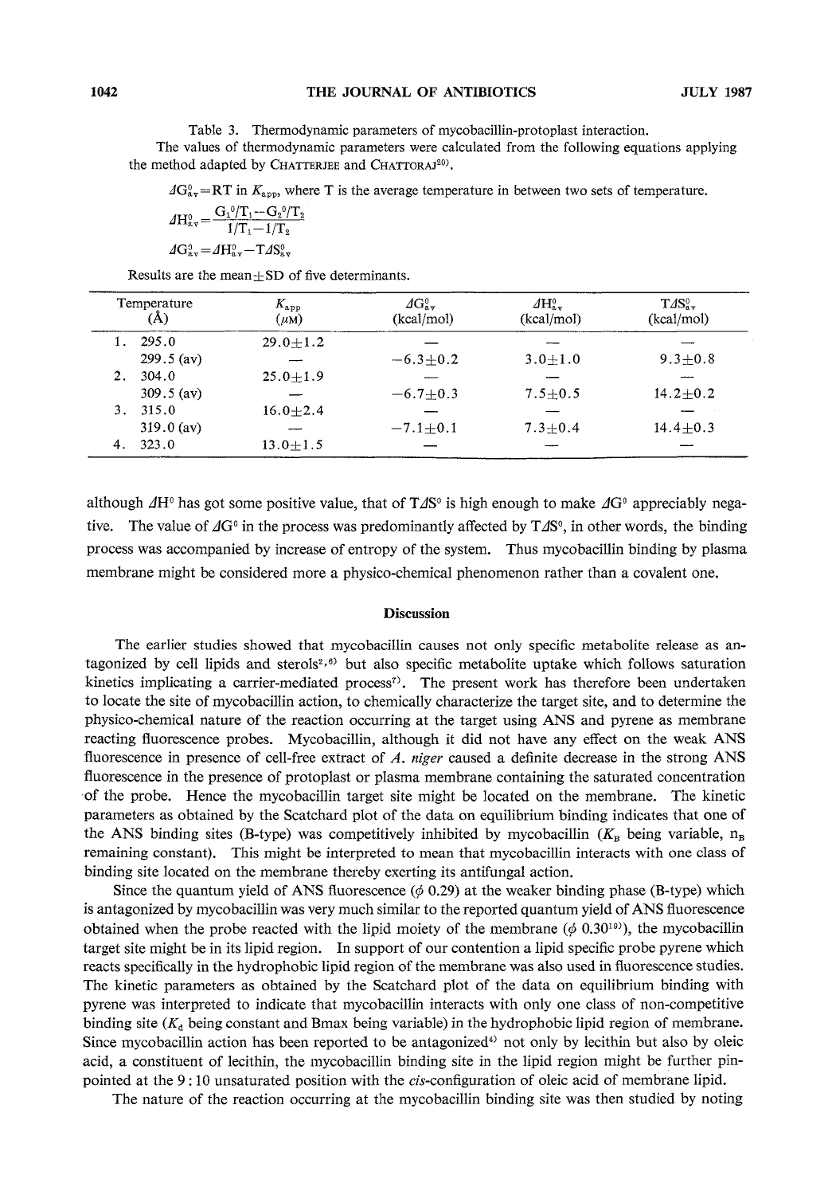Table 3. Thermodynamic parameters of mycobacillin-protoplast interaction.

The values of thermodynamic parameters were calculated from the following equations applying the method adapted by CHATTERJEE and CHATTORAJ[20].

$\Delta G^0_{av} = RT \ln K_{app}$, where T is the average temperature in between two sets of temperature.

$$\Delta H^0_{av} = \frac{G_1^0/T_1 - G_2^0/T_2}{1/T_1 - 1/T_2}$$

$$\Delta G^0_{av} = \Delta H^0_{av} - T\Delta S^0_{av}$$

Results are the mean±SD of five determinants.

| Temperature (Å) | $K_{app}$ ($\mu$M) | $\Delta G^0_{av}$ (kcal/mol) | $\Delta H^0_{av}$ (kcal/mol) | $T\Delta S^0_{av}$ (kcal/mol) |
|---|---|---|---|---|
| 1. 295.0 | 29.0±1.2 | — | — | — |
| 299.5 (av) | — | −6.3±0.2 | 3.0±1.0 | 9.3±0.8 |
| 2. 304.0 | 25.0±1.9 | — | — | — |
| 309.5 (av) | — | −6.7±0.3 | 7.5±0.5 | 14.2±0.2 |
| 3. 315.0 | 16.0±2.4 | — | — | — |
| 319.0 (av) | — | −7.1±0.1 | 7.3±0.4 | 14.4±0.3 |
| 4. 323.0 | 13.0±1.5 | — | — | — |

although $\Delta H^0$ has got some positive value, that of $T\Delta S^0$ is high enough to make $\Delta G^0$ appreciably negative. The value of $\Delta G^0$ in the process was predominantly affected by $T\Delta S^0$, in other words, the binding process was accompanied by increase of entropy of the system. Thus mycobacillin binding by plasma membrane might be considered more a physico-chemical phenomenon rather than a covalent one.

## Discussion

The earlier studies showed that mycobacillin causes not only specific metabolite release as antagonized by cell lipids and sterols[2,6] but also specific metabolite uptake which follows saturation kinetics implicating a carrier-mediated process[7]. The present work has therefore been undertaken to locate the site of mycobacillin action, to chemically characterize the target site, and to determine the physico-chemical nature of the reaction occurring at the target using ANS and pyrene as membrane reacting fluorescence probes. Mycobacillin, although it did not have any effect on the weak ANS fluorescence in presence of cell-free extract of *A. niger* caused a definite decrease in the strong ANS fluorescence in the presence of protoplast or plasma membrane containing the saturated concentration of the probe. Hence the mycobacillin target site might be located on the membrane. The kinetic parameters as obtained by the Scatchard plot of the data on equilibrium binding indicates that one of the ANS binding sites (B-type) was competitively inhibited by mycobacillin ($K_B$ being variable, $n_B$ remaining constant). This might be interpreted to mean that mycobacillin interacts with one class of binding site located on the membrane thereby exerting its antifungal action.

Since the quantum yield of ANS fluorescence ($\phi$ 0.29) at the weaker binding phase (B-type) which is antagonized by mycobacillin was very much similar to the reported quantum yield of ANS fluorescence obtained when the probe reacted with the lipid moiety of the membrane ($\phi$ 0.30[19]), the mycobacillin target site might be in its lipid region. In support of our contention a lipid specific probe pyrene which reacts specifically in the hydrophobic lipid region of the membrane was also used in fluorescence studies. The kinetic parameters as obtained by the Scatchard plot of the data on equilibrium binding with pyrene was interpreted to indicate that mycobacillin interacts with only one class of non-competitive binding site ($K_d$ being constant and Bmax being variable) in the hydrophobic lipid region of membrane. Since mycobacillin action has been reported to be antagonized[4] not only by lecithin but also by oleic acid, a constituent of lecithin, the mycobacillin binding site in the lipid region might be further pinpointed at the 9 : 10 unsaturated position with the *cis*-configuration of oleic acid of membrane lipid.

The nature of the reaction occurring at the mycobacillin binding site was then studied by noting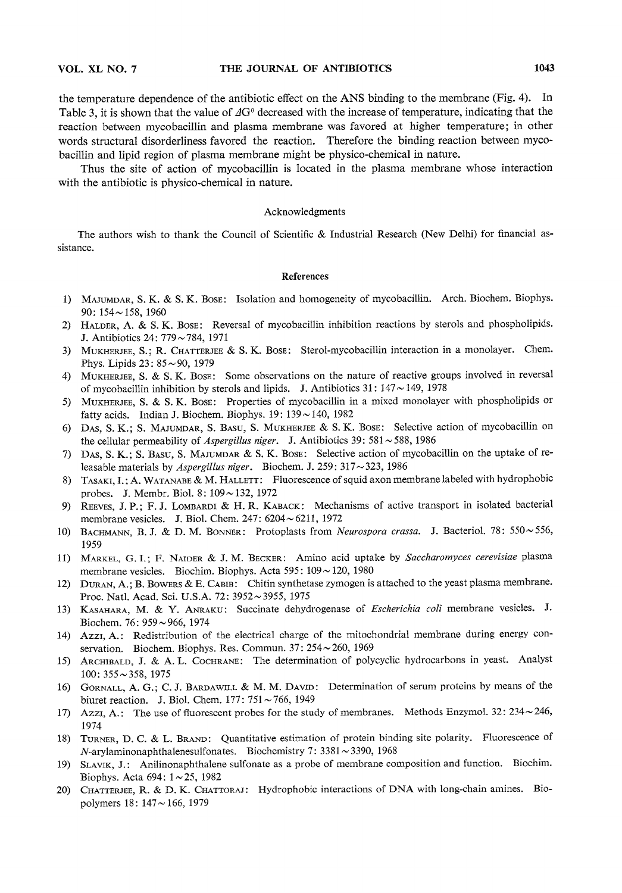the temperature dependence of the antibiotic effect on the ANS binding to the membrane (Fig. 4). In Table 3, it is shown that the value of $\Delta G^0$ decreased with the increase of temperature, indicating that the reaction between mycobacillin and plasma membrane was favored at higher temperature; in other words structural disorderliness favored the reaction. Therefore the binding reaction between mycobacillin and lipid region of plasma membrane might be physico-chemical in nature.

Thus the site of action of mycobacillin is located in the plasma membrane whose interaction with the antibiotic is physico-chemical in nature.

## Acknowledgments

The authors wish to thank the Council of Scientific & Industrial Research (New Delhi) for financial assistance.

## References

1) Majumdar, S. K. & S. K. Bose: Isolation and homogeneity of mycobacillin. Arch. Biochem. Biophys. 90: 154~158, 1960
2) Halder, A. & S. K. Bose: Reversal of mycobacillin inhibition reactions by sterols and phospholipids. J. Antibiotics 24: 779~784, 1971
3) Mukherjee, S.; R. Chatterjee & S. K. Bose: Sterol-mycobacillin interaction in a monolayer. Chem. Phys. Lipids 23: 85~90, 1979
4) Mukherjee, S. & S. K. Bose: Some observations on the nature of reactive groups involved in reversal of mycobacillin inhibition by sterols and lipids. J. Antibiotics 31: 147~149, 1978
5) Mukherjee, S. & S. K. Bose: Properties of mycobacillin in a mixed monolayer with phospholipids or fatty acids. Indian J. Biochem. Biophys. 19: 139~140, 1982
6) Das, S. K.; S. Majumdar, S. Basu, S. Mukherjee & S. K. Bose: Selective action of mycobacillin on the cellular permeability of *Aspergillus niger*. J. Antibiotics 39: 581~588, 1986
7) Das, S. K.; S. Basu, S. Majumdar & S. K. Bose: Selective action of mycobacillin on the uptake of releasable materials by *Aspergillus niger*. Biochem. J. 259: 317~323, 1986
8) Tasaki, I.; A. Watanabe & M. Hallett: Fluorescence of squid axon membrane labeled with hydrophobic probes. J. Membr. Biol. 8: 109~132, 1972
9) Reeves, J. P.; F. J. Lombardi & H. R. Kaback: Mechanisms of active transport in isolated bacterial membrane vesicles. J. Biol. Chem. 247: 6204~6211, 1972
10) Bachmann, B. J. & D. M. Bonner: Protoplasts from *Neurospora crassa*. J. Bacteriol. 78: 550~556, 1959
11) Markel, G. I.; F. Naider & J. M. Becker: Amino acid uptake by *Saccharomyces cerevisiae* plasma membrane vesicles. Biochim. Biophys. Acta 595: 109~120, 1980
12) Duran, A.; B. Bowers & E. Cabib: Chitin synthetase zymogen is attached to the yeast plasma membrane. Proc. Natl. Acad. Sci. U.S.A. 72: 3952~3955, 1975
13) Kasahara, M. & Y. Anraku: Succinate dehydrogenase of *Escherichia coli* membrane vesicles. J. Biochem. 76: 959~966, 1974
14) Azzi, A.: Redistribution of the electrical charge of the mitochondrial membrane during energy conservation. Biochem. Biophys. Res. Commun. 37: 254~260, 1969
15) Archibald, J. & A. L. Cochrane: The determination of polycyclic hydrocarbons in yeast. Analyst 100: 355~358, 1975
16) Gornall, A. G.; C. J. Bardawill & M. M. David: Determination of serum proteins by means of the biuret reaction. J. Biol. Chem. 177: 751~766, 1949
17) Azzi, A.: The use of fluorescent probes for the study of membranes. Methods Enzymol. 32: 234~246, 1974
18) Turner, D. C. & L. Brand: Quantitative estimation of protein binding site polarity. Fluorescence of *N*-arylaminonaphthalenesulfonates. Biochemistry 7: 3381~3390, 1968
19) Slavik, J.: Anilinonaphthalene sulfonate as a probe of membrane composition and function. Biochim. Biophys. Acta 694: 1~25, 1982
20) Chatterjee, R. & D. K. Chattoraj: Hydrophobic interactions of DNA with long-chain amines. Biopolymers 18: 147~166, 1979